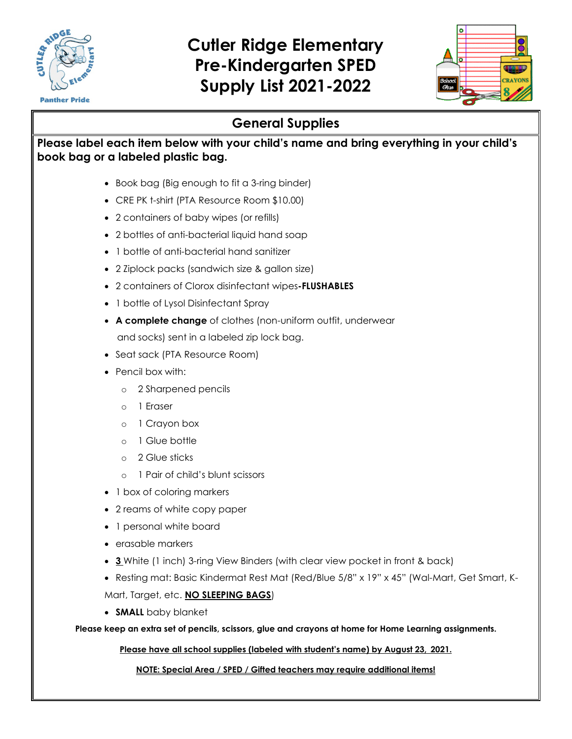# Cutler Ridge Elementary Pre-Kindergarten SPED Supply List 2021-2022

## General Supplies

**Please label each item below with your child's name and bring everything in your child's book bag or a labeled plastic bag.**

- Book bag (Big enough to fit a 3-ring binder)
- CRE PK t-shirt (PTA Resource Room $10.00)
- 2 containers of baby wipes (or refills)
- 2 bottles of anti-bacterial liquid hand soap
- 1 bottle of anti-bacterial hand sanitizer
- 2 Ziplock packs (sandwich size & gallon size)
- 2 containers of Clorox disinfectant wipes-**FLUSHABLES**
- 1 bottle of Lysol Disinfectant Spray
- **A complete change** of clothes (non-uniform outfit, underwear and socks) sent in a labeled zip lock bag.
- Seat sack (PTA Resource Room)
- Pencil box with:
  - 2 Sharpened pencils
  - 1 Eraser
  - 1 Crayon box
  - 1 Glue bottle
  - 2 Glue sticks
  - 1 Pair of child's blunt scissors
- 1 box of coloring markers
- 2 reams of white copy paper
- 1 personal white board
- erasable markers
- <u>**3**</u> White (1 inch) 3-ring View Binders (with clear view pocket in front & back)
- Resting mat: Basic Kindermat Rest Mat (Red/Blue 5/8" x 19" x 45" (Wal-Mart, Get Smart, K-Mart, Target, etc. <u>**NO SLEEPING BAGS**</u>)
- **SMALL** baby blanket

**Please keep an extra set of pencils, scissors, glue and crayons at home for Home Learning assignments.**

<u>**Please have all school supplies (labeled with student's name) by August 23, 2021.**</u>

<u>**NOTE: Special Area / SPED / Gifted teachers may require additional items!**</u>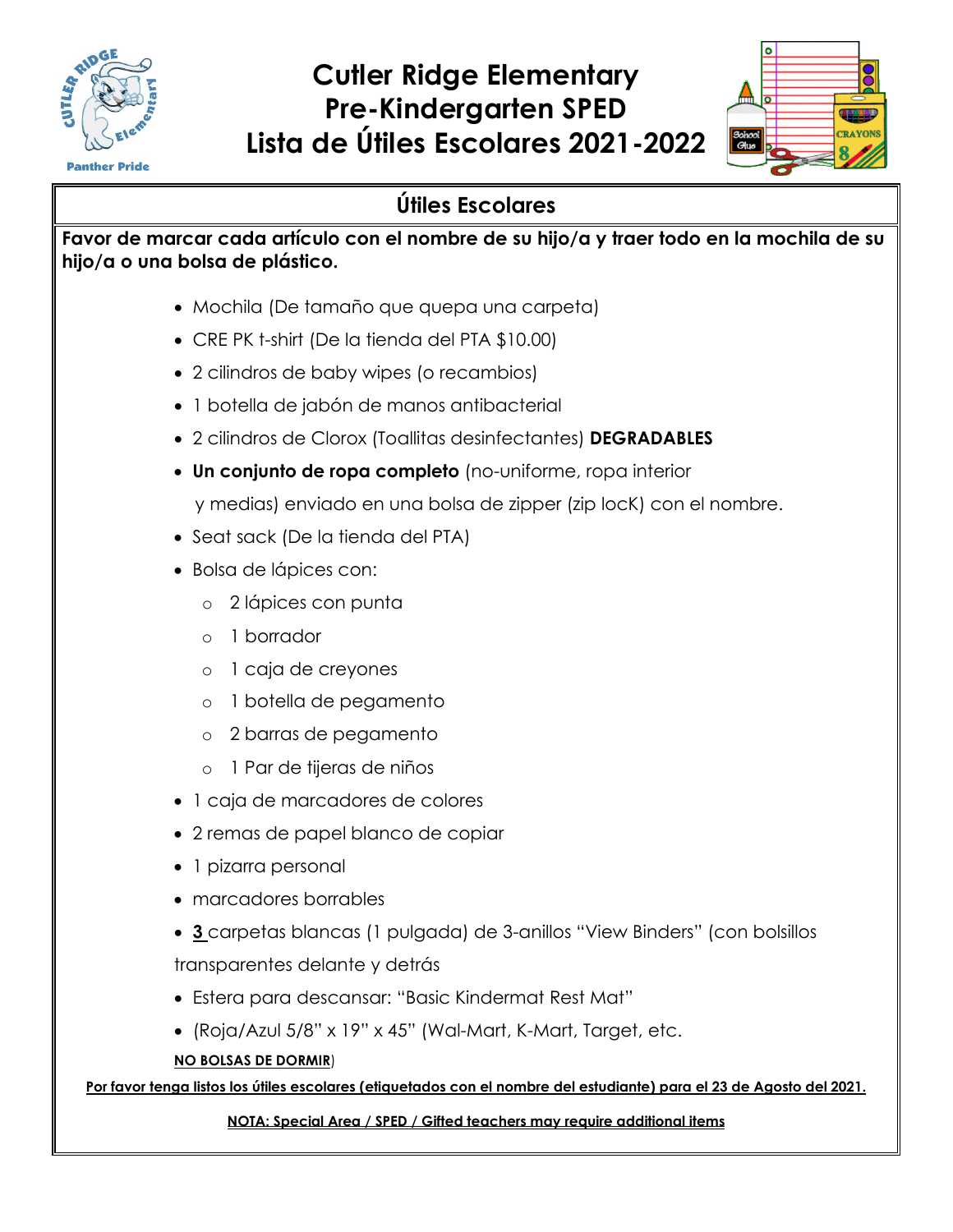# Cutler Ridge Elementary
# Pre-Kindergarten SPED
# Lista de Útiles Escolares 2021-2022

## Útiles Escolares

**Favor de marcar cada artículo con el nombre de su hijo/a y traer todo en la mochila de su hijo/a o una bolsa de plástico.**

- Mochila (De tamaño que quepa una carpeta)
- CRE PK t-shirt (De la tienda del PTA $10.00)
- 2 cilindros de baby wipes (o recambios)
- 1 botella de jabón de manos antibacterial
- 2 cilindros de Clorox (Toallitas desinfectantes) **DEGRADABLES**
- **Un conjunto de ropa completo** (no-uniforme, ropa interior y medias) enviado en una bolsa de zipper (zip locK) con el nombre.
- Seat sack (De la tienda del PTA)
- Bolsa de lápices con:
  - 2 lápices con punta
  - 1 borrador
  - 1 caja de creyones
  - 1 botella de pegamento
  - 2 barras de pegamento
  - 1 Par de tijeras de niños
- 1 caja de marcadores de colores
- 2 remas de papel blanco de copiar
- 1 pizarra personal
- marcadores borrables
- **3** carpetas blancas (1 pulgada) de 3-anillos "View Binders" (con bolsillos transparentes delante y detrás
- Estera para descansar: "Basic Kindermat Rest Mat"
- (Roja/Azul 5/8" x 19" x 45" (Wal-Mart, K-Mart, Target, etc. **NO BOLSAS DE DORMIR**)

**Por favor tenga listos los útiles escolares (etiquetados con el nombre del estudiante) para el 23 de Agosto del 2021.**

**NOTA: Special Area / SPED / Gifted teachers may require additional items**